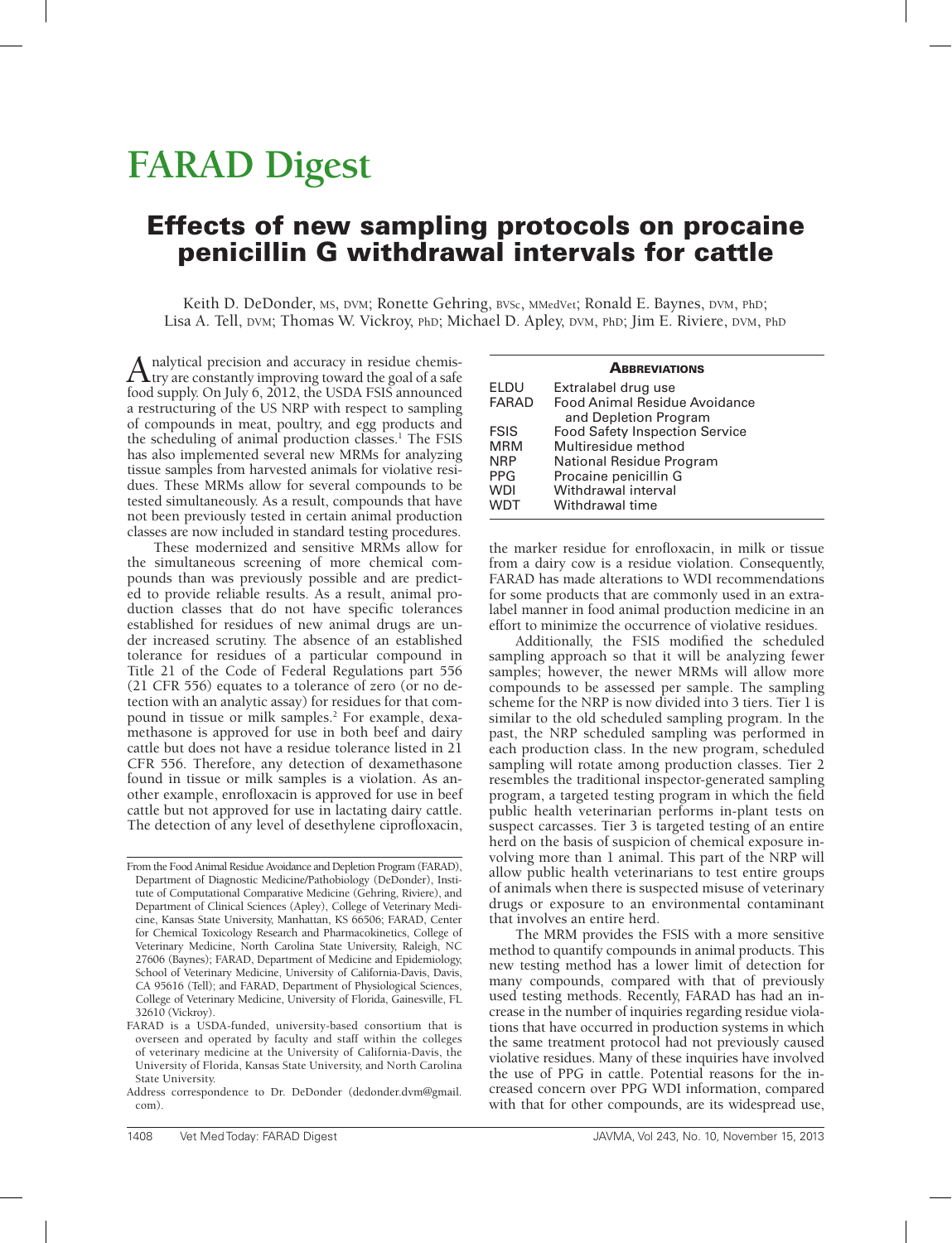# FARAD Digest

## Effects of new sampling protocols on procaine penicillin G withdrawal intervals for cattle

Keith D. DeDonder, MS, DVM; Ronette Gehring, BVSc, MMedVet; Ronald E. Baynes, DVM, PhD; Lisa A. Tell, DVM; Thomas W. Vickroy, PhD; Michael D. Apley, DVM, PhD; Jim E. Riviere, DVM, PhD

Analytical precision and accuracy in residue chemistry are constantly improving toward the goal of a safe food supply. On July 6, 2012, the USDA FSIS announced a restructuring of the US NRP with respect to sampling of compounds in meat, poultry, and egg products and the scheduling of animal production classes.[1] The FSIS has also implemented several new MRMs for analyzing tissue samples from harvested animals for violative residues. These MRMs allow for several compounds to be tested simultaneously. As a result, compounds that have not been previously tested in certain animal production classes are now included in standard testing procedures.

These modernized and sensitive MRMs allow for the simultaneous screening of more chemical compounds than was previously possible and are predicted to provide reliable results. As a result, animal production classes that do not have specific tolerances established for residues of new animal drugs are under increased scrutiny. The absence of an established tolerance for residues of a particular compound in Title 21 of the Code of Federal Regulations part 556 (21 CFR 556) equates to a tolerance of zero (or no detection with an analytic assay) for residues for that compound in tissue or milk samples.[2] For example, dexamethasone is approved for use in both beef and dairy cattle but does not have a residue tolerance listed in 21 CFR 556. Therefore, any detection of dexamethasone found in tissue or milk samples is a violation. As another example, enrofloxacin is approved for use in beef cattle but not approved for use in lactating dairy cattle. The detection of any level of desethylene ciprofloxacin, the marker residue for enrofloxacin, in milk or tissue from a dairy cow is a residue violation. Consequently, FARAD has made alterations to WDI recommendations for some products that are commonly used in an extralabel manner in food animal production medicine in an effort to minimize the occurrence of violative residues.

| **Abbreviations** | |
|---|---|
| ELDU | Extralabel drug use |
| FARAD | Food Animal Residue Avoidance and Depletion Program |
| FSIS | Food Safety Inspection Service |
| MRM | Multiresidue method |
| NRP | National Residue Program |
| PPG | Procaine penicillin G |
| WDI | Withdrawal interval |
| WDT | Withdrawal time |

Additionally, the FSIS modified the scheduled sampling approach so that it will be analyzing fewer samples; however, the newer MRMs will allow more compounds to be assessed per sample. The sampling scheme for the NRP is now divided into 3 tiers. Tier 1 is similar to the old scheduled sampling program. In the past, the NRP scheduled sampling was performed in each production class. In the new program, scheduled sampling will rotate among production classes. Tier 2 resembles the traditional inspector-generated sampling program, a targeted testing program in which the field public health veterinarian performs in-plant tests on suspect carcasses. Tier 3 is targeted testing of an entire herd on the basis of suspicion of chemical exposure involving more than 1 animal. This part of the NRP will allow public health veterinarians to test entire groups of animals when there is suspected misuse of veterinary drugs or exposure to an environmental contaminant that involves an entire herd.

The MRM provides the FSIS with a more sensitive method to quantify compounds in animal products. This new testing method has a lower limit of detection for many compounds, compared with that of previously used testing methods. Recently, FARAD has had an increase in the number of inquiries regarding residue violations that have occurred in production systems in which the same treatment protocol had not previously caused violative residues. Many of these inquiries have involved the use of PPG in cattle. Potential reasons for the increased concern over PPG WDI information, compared with that for other compounds, are its widespread use,

From the Food Animal Residue Avoidance and Depletion Program (FARAD), Department of Diagnostic Medicine/Pathobiology (DeDonder), Institute of Computational Comparative Medicine (Gehring, Riviere), and Department of Clinical Sciences (Apley), College of Veterinary Medicine, Kansas State University, Manhattan, KS 66506; FARAD, Center for Chemical Toxicology Research and Pharmacokinetics, College of Veterinary Medicine, North Carolina State University, Raleigh, NC 27606 (Baynes); FARAD, Department of Medicine and Epidemiology, School of Veterinary Medicine, University of California-Davis, Davis, CA 95616 (Tell); and FARAD, Department of Physiological Sciences, College of Veterinary Medicine, University of Florida, Gainesville, FL 32610 (Vickroy).

FARAD is a USDA-funded, university-based consortium that is overseen and operated by faculty and staff within the colleges of veterinary medicine at the University of California-Davis, the University of Florida, Kansas State University, and North Carolina State University.

Address correspondence to Dr. DeDonder (dedonder.dvm@gmail.com).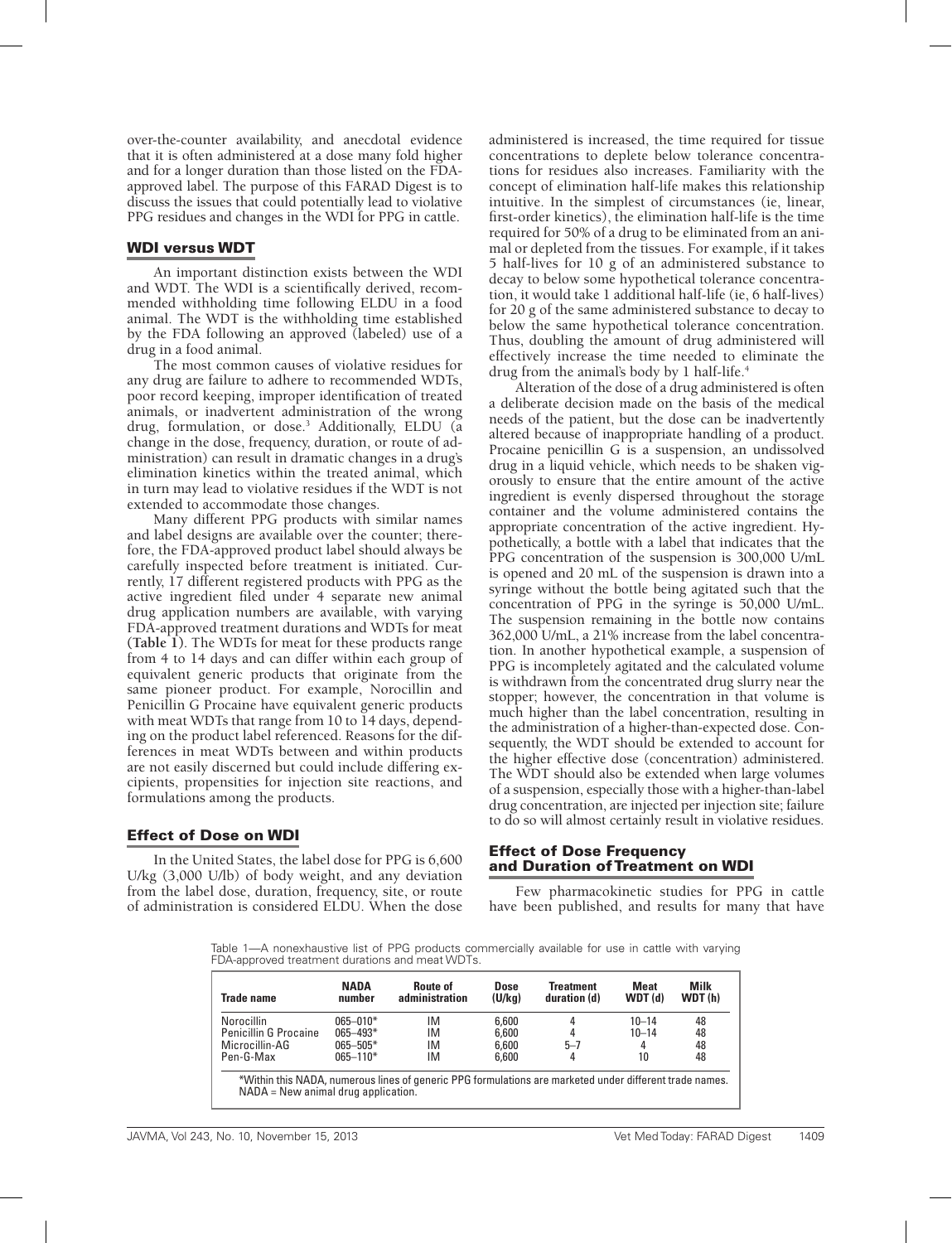over-the-counter availability, and anecdotal evidence that it is often administered at a dose many fold higher and for a longer duration than those listed on the FDA-approved label. The purpose of this FARAD Digest is to discuss the issues that could potentially lead to violative PPG residues and changes in the WDI for PPG in cattle.

## WDI versus WDT

An important distinction exists between the WDI and WDT. The WDI is a scientifically derived, recommended withholding time following ELDU in a food animal. The WDT is the withholding time established by the FDA following an approved (labeled) use of a drug in a food animal.

The most common causes of violative residues for any drug are failure to adhere to recommended WDTs, poor record keeping, improper identification of treated animals, or inadvertent administration of the wrong drug, formulation, or dose.[3] Additionally, ELDU (a change in the dose, frequency, duration, or route of administration) can result in dramatic changes in a drug's elimination kinetics within the treated animal, which in turn may lead to violative residues if the WDT is not extended to accommodate those changes.

Many different PPG products with similar names and label designs are available over the counter; therefore, the FDA-approved product label should always be carefully inspected before treatment is initiated. Currently, 17 different registered products with PPG as the active ingredient filed under 4 separate new animal drug application numbers are available, with varying FDA-approved treatment durations and WDTs for meat (**Table 1**). The WDTs for meat for these products range from 4 to 14 days and can differ within each group of equivalent generic products that originate from the same pioneer product. For example, Norocillin and Penicillin G Procaine have equivalent generic products with meat WDTs that range from 10 to 14 days, depending on the product label referenced. Reasons for the differences in meat WDTs between and within products are not easily discerned but could include differing excipients, propensities for injection site reactions, and formulations among the products.

## Effect of Dose on WDI

In the United States, the label dose for PPG is 6,600 U/kg (3,000 U/lb) of body weight, and any deviation from the label dose, duration, frequency, site, or route of administration is considered ELDU. When the dose administered is increased, the time required for tissue concentrations to deplete below tolerance concentrations for residues also increases. Familiarity with the concept of elimination half-life makes this relationship intuitive. In the simplest of circumstances (ie, linear, first-order kinetics), the elimination half-life is the time required for 50% of a drug to be eliminated from an animal or depleted from the tissues. For example, if it takes 5 half-lives for 10 g of an administered substance to decay to below some hypothetical tolerance concentration, it would take 1 additional half-life (ie, 6 half-lives) for 20 g of the same administered substance to decay to below the same hypothetical tolerance concentration. Thus, doubling the amount of drug administered will effectively increase the time needed to eliminate the drug from the animal's body by 1 half-life.[4]

Alteration of the dose of a drug administered is often a deliberate decision made on the basis of the medical needs of the patient, but the dose can be inadvertently altered because of inappropriate handling of a product. Procaine penicillin G is a suspension, an undissolved drug in a liquid vehicle, which needs to be shaken vigorously to ensure that the entire amount of the active ingredient is evenly dispersed throughout the storage container and the volume administered contains the appropriate concentration of the active ingredient. Hypothetically, a bottle with a label that indicates that the PPG concentration of the suspension is 300,000 U/mL is opened and 20 mL of the suspension is drawn into a syringe without the bottle being agitated such that the concentration of PPG in the syringe is 50,000 U/mL. The suspension remaining in the bottle now contains 362,000 U/mL, a 21% increase from the label concentration. In another hypothetical example, a suspension of PPG is incompletely agitated and the calculated volume is withdrawn from the concentrated drug slurry near the stopper; however, the concentration in that volume is much higher than the label concentration, resulting in the administration of a higher-than-expected dose. Consequently, the WDT should be extended to account for the higher effective dose (concentration) administered. The WDT should also be extended when large volumes of a suspension, especially those with a higher-than-label drug concentration, are injected per injection site; failure to do so will almost certainly result in violative residues.

## Effect of Dose Frequency and Duration of Treatment on WDI

Few pharmacokinetic studies for PPG in cattle have been published, and results for many that have

Table 1—A nonexhaustive list of PPG products commercially available for use in cattle with varying FDA-approved treatment durations and meat WDTs.

| Trade name | NADA number | Route of administration | Dose (U/kg) | Treatment duration (d) | Meat WDT (d) | Milk WDT (h) |
|---|---|---|---|---|---|---|
| Norocillin | 065–010* | IM | 6,600 | 4 | 10–14 | 48 |
| Penicillin G Procaine | 065–493* | IM | 6,600 | 4 | 10–14 | 48 |
| Microcillin-AG | 065–505* | IM | 6,600 | 5–7 | 4 | 48 |
| Pen-G-Max | 065–110* | IM | 6,600 | 4 | 10 | 48 |

*Within this NADA, numerous lines of generic PPG formulations are marketed under different trade names. NADA = New animal drug application.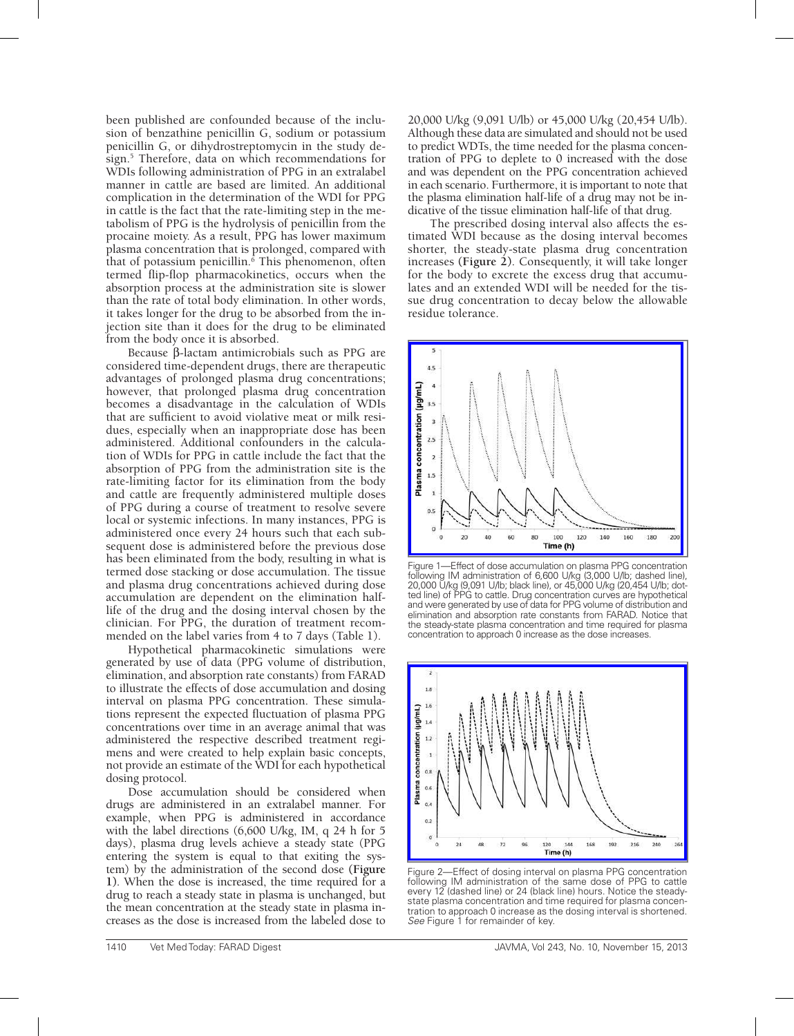been published are confounded because of the inclusion of benzathine penicillin G, sodium or potassium penicillin G, or dihydrostreptomycin in the study design.[5] Therefore, data on which recommendations for WDIs following administration of PPG in an extralabel manner in cattle are based are limited. An additional complication in the determination of the WDI for PPG in cattle is the fact that the rate-limiting step in the metabolism of PPG is the hydrolysis of penicillin from the procaine moiety. As a result, PPG has lower maximum plasma concentration that is prolonged, compared with that of potassium penicillin.[6] This phenomenon, often termed flip-flop pharmacokinetics, occurs when the absorption process at the administration site is slower than the rate of total body elimination. In other words, it takes longer for the drug to be absorbed from the injection site than it does for the drug to be eliminated from the body once it is absorbed.

Because β-lactam antimicrobials such as PPG are considered time-dependent drugs, there are therapeutic advantages of prolonged plasma drug concentrations; however, that prolonged plasma drug concentration becomes a disadvantage in the calculation of WDIs that are sufficient to avoid violative meat or milk residues, especially when an inappropriate dose has been administered. Additional confounders in the calculation of WDIs for PPG in cattle include the fact that the absorption of PPG from the administration site is the rate-limiting factor for its elimination from the body and cattle are frequently administered multiple doses of PPG during a course of treatment to resolve severe local or systemic infections. In many instances, PPG is administered once every 24 hours such that each subsequent dose is administered before the previous dose has been eliminated from the body, resulting in what is termed dose stacking or dose accumulation. The tissue and plasma drug concentrations achieved during dose accumulation are dependent on the elimination half-life of the drug and the dosing interval chosen by the clinician. For PPG, the duration of treatment recommended on the label varies from 4 to 7 days (Table 1).

Hypothetical pharmacokinetic simulations were generated by use of data (PPG volume of distribution, elimination, and absorption rate constants) from FARAD to illustrate the effects of dose accumulation and dosing interval on plasma PPG concentration. These simulations represent the expected fluctuation of plasma PPG concentrations over time in an average animal that was administered the respective described treatment regimens and were created to help explain basic concepts, not provide an estimate of the WDI for each hypothetical dosing protocol.

Dose accumulation should be considered when drugs are administered in an extralabel manner. For example, when PPG is administered in accordance with the label directions (6,600 U/kg, IM, q 24 h for 5 days), plasma drug levels achieve a steady state (PPG entering the system is equal to that exiting the system) by the administration of the second dose (**Figure 1**). When the dose is increased, the time required for a drug to reach a steady state in plasma is unchanged, but the mean concentration at the steady state in plasma increases as the dose is increased from the labeled dose to 20,000 U/kg (9,091 U/lb) or 45,000 U/kg (20,454 U/lb). Although these data are simulated and should not be used to predict WDTs, the time needed for the plasma concentration of PPG to deplete to 0 increased with the dose and was dependent on the PPG concentration achieved in each scenario. Furthermore, it is important to note that the plasma elimination half-life of a drug may not be indicative of the tissue elimination half-life of that drug.

The prescribed dosing interval also affects the estimated WDI because as the dosing interval becomes shorter, the steady-state plasma drug concentration increases (**Figure 2**). Consequently, it will take longer for the body to excrete the excess drug that accumulates and an extended WDI will be needed for the tissue drug concentration to decay below the allowable residue tolerance.

Figure 1—Effect of dose accumulation on plasma PPG concentration following IM administration of 6,600 U/kg (3,000 U/lb; dashed line), 20,000 U/kg (9,091 U/lb; black line), or 45,000 U/kg (20,454 U/lb; dotted line) of PPG to cattle. Drug concentration curves are hypothetical and were generated by use of data for PPG volume of distribution and elimination and absorption rate constants from FARAD. Notice that the steady-state plasma concentration and time required for plasma concentration to approach 0 increase as the dose increases.

Figure 2—Effect of dosing interval on plasma PPG concentration following IM administration of the same dose of PPG to cattle every 12 (dashed line) or 24 (black line) hours. Notice the steady-state plasma concentration and time required for plasma concentration to approach 0 increase as the dosing interval is shortened. *See* Figure 1 for remainder of key.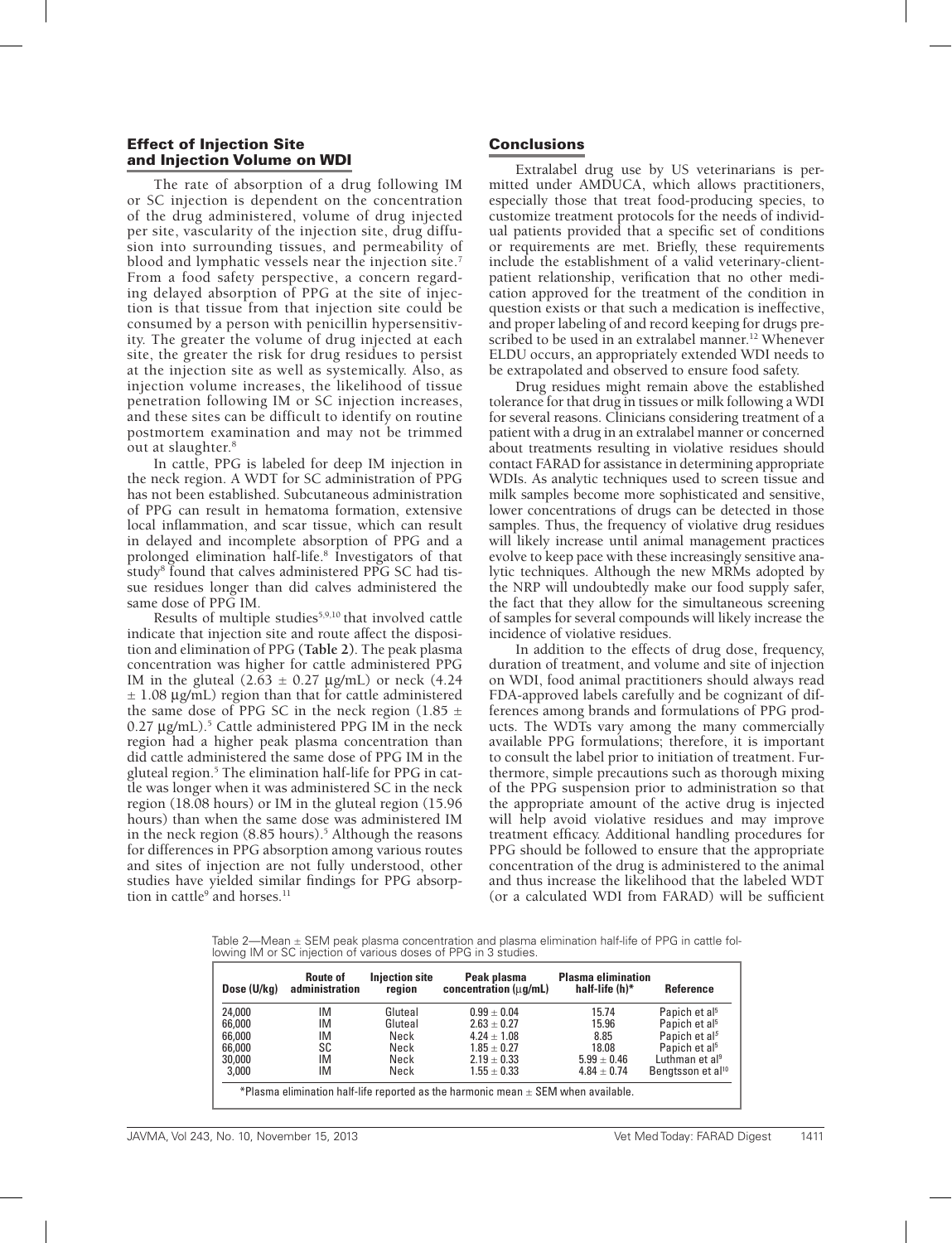## Effect of Injection Site and Injection Volume on WDI

The rate of absorption of a drug following IM or SC injection is dependent on the concentration of the drug administered, volume of drug injected per site, vascularity of the injection site, drug diffusion into surrounding tissues, and permeability of blood and lymphatic vessels near the injection site.[7] From a food safety perspective, a concern regarding delayed absorption of PPG at the site of injection is that tissue from that injection site could be consumed by a person with penicillin hypersensitivity. The greater the volume of drug injected at each site, the greater the risk for drug residues to persist at the injection site as well as systemically. Also, as injection volume increases, the likelihood of tissue penetration following IM or SC injection increases, and these sites can be difficult to identify on routine postmortem examination and may not be trimmed out at slaughter.[8]

In cattle, PPG is labeled for deep IM injection in the neck region. A WDT for SC administration of PPG has not been established. Subcutaneous administration of PPG can result in hematoma formation, extensive local inflammation, and scar tissue, which can result in delayed and incomplete absorption of PPG and a prolonged elimination half-life.[8] Investigators of that study[8] found that calves administered PPG SC had tissue residues longer than did calves administered the same dose of PPG IM.

Results of multiple studies[5,9,10] that involved cattle indicate that injection site and route affect the disposition and elimination of PPG **(Table 2)**. The peak plasma concentration was higher for cattle administered PPG IM in the gluteal (2.63 ± 0.27 µg/mL) or neck (4.24 ± 1.08 µg/mL) region than that for cattle administered the same dose of PPG SC in the neck region (1.85 ± 0.27 µg/mL).[5] Cattle administered PPG IM in the neck region had a higher peak plasma concentration than did cattle administered the same dose of PPG IM in the gluteal region.[5] The elimination half-life for PPG in cattle was longer when it was administered SC in the neck region (18.08 hours) or IM in the gluteal region (15.96 hours) than when the same dose was administered IM in the neck region (8.85 hours).[5] Although the reasons for differences in PPG absorption among various routes and sites of injection are not fully understood, other studies have yielded similar findings for PPG absorption in cattle[9] and horses.[11]

## Conclusions

Extralabel drug use by US veterinarians is permitted under AMDUCA, which allows practitioners, especially those that treat food-producing species, to customize treatment protocols for the needs of individual patients provided that a specific set of conditions or requirements are met. Briefly, these requirements include the establishment of a valid veterinary-client-patient relationship, verification that no other medication approved for the treatment of the condition in question exists or that such a medication is ineffective, and proper labeling of and record keeping for drugs prescribed to be used in an extralabel manner.[12] Whenever ELDU occurs, an appropriately extended WDI needs to be extrapolated and observed to ensure food safety.

Drug residues might remain above the established tolerance for that drug in tissues or milk following a WDI for several reasons. Clinicians considering treatment of a patient with a drug in an extralabel manner or concerned about treatments resulting in violative residues should contact FARAD for assistance in determining appropriate WDIs. As analytic techniques used to screen tissue and milk samples become more sophisticated and sensitive, lower concentrations of drugs can be detected in those samples. Thus, the frequency of violative drug residues will likely increase until animal management practices evolve to keep pace with these increasingly sensitive analytic techniques. Although the new MRMs adopted by the NRP will undoubtedly make our food supply safer, the fact that they allow for the simultaneous screening of samples for several compounds will likely increase the incidence of violative residues.

In addition to the effects of drug dose, frequency, duration of treatment, and volume and site of injection on WDI, food animal practitioners should always read FDA-approved labels carefully and be cognizant of differences among brands and formulations of PPG products. The WDTs vary among the many commercially available PPG formulations; therefore, it is important to consult the label prior to initiation of treatment. Furthermore, simple precautions such as thorough mixing of the PPG suspension prior to administration so that the appropriate amount of the active drug is injected will help avoid violative residues and may improve treatment efficacy. Additional handling procedures for PPG should be followed to ensure that the appropriate concentration of the drug is administered to the animal and thus increase the likelihood that the labeled WDT (or a calculated WDI from FARAD) will be sufficient

Table 2—Mean ± SEM peak plasma concentration and plasma elimination half-life of PPG in cattle following IM or SC injection of various doses of PPG in 3 studies.

| Dose (U/kg) | Route of administration | Injection site region | Peak plasma concentration (µg/mL) | Plasma elimination half-life (h)* | Reference |
|---|---|---|---|---|---|
| 24,000 | IM | Gluteal | 0.99 ± 0.04 | 15.74 | Papich et al[5] |
| 66,000 | IM | Gluteal | 2.63 ± 0.27 | 15.96 | Papich et al[5] |
| 66,000 | IM | Neck | 4.24 ± 1.08 | 8.85 | Papich et al[5] |
| 66,000 | SC | Neck | 1.85 ± 0.27 | 18.08 | Papich et al[5] |
| 30,000 | IM | Neck | 2.19 ± 0.33 | 5.99 ± 0.46 | Luthman et al[9] |
| 3,000 | IM | Neck | 1.55 ± 0.33 | 4.84 ± 0.74 | Bengtsson et al[10] |

*Plasma elimination half-life reported as the harmonic mean ± SEM when available.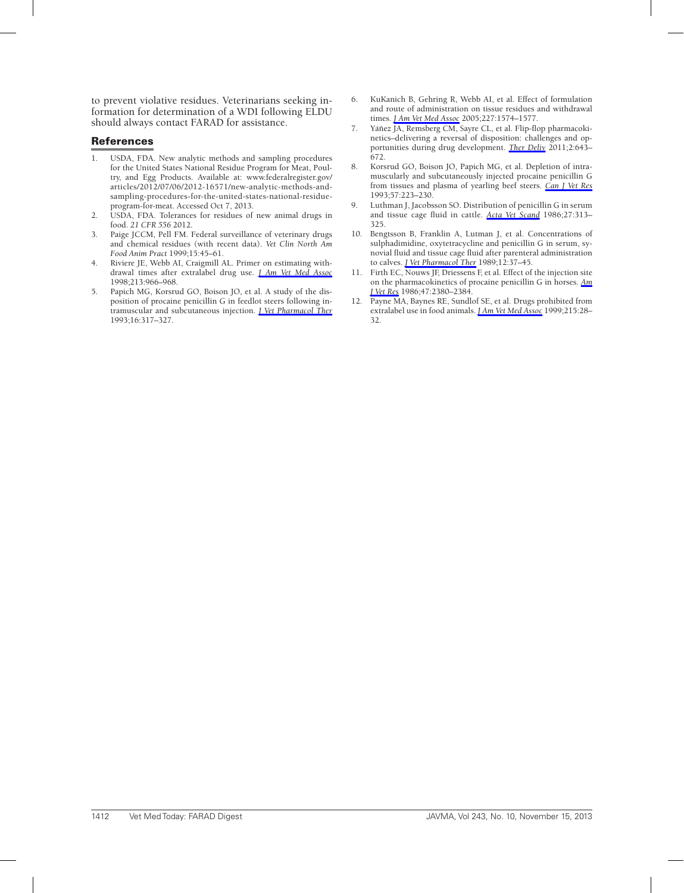to prevent violative residues. Veterinarians seeking information for determination of a WDI following ELDU should always contact FARAD for assistance.

## References

1. USDA, FDA. New analytic methods and sampling procedures for the United States National Residue Program for Meat, Poultry, and Egg Products. Available at: www.federalregister.gov/articles/2012/07/06/2012-16571/new-analytic-methods-and-sampling-procedures-for-the-united-states-national-residue-program-for-meat. Accessed Oct 7, 2013.
2. USDA, FDA. Tolerances for residues of new animal drugs in food. *21 CFR 556* 2012.
3. Paige JCCM, Pell FM. Federal surveillance of veterinary drugs and chemical residues (with recent data). *Vet Clin North Am Food Anim Pract* 1999;15:45–61.
4. Riviere JE, Webb AI, Craigmill AL. Primer on estimating withdrawal times after extralabel drug use. *J Am Vet Med Assoc* 1998;213:966–968.
5. Papich MG, Korsrud GO, Boison JO, et al. A study of the disposition of procaine penicillin G in feedlot steers following intramuscular and subcutaneous injection. *J Vet Pharmacol Ther* 1993;16:317–327.
6. KuKanich B, Gehring R, Webb AI, et al. Effect of formulation and route of administration on tissue residues and withdrawal times. *J Am Vet Med Assoc* 2005;227:1574–1577.
7. Yáñez JA, Remsberg CM, Sayre CL, et al. Flip-flop pharmacokinetics–delivering a reversal of disposition: challenges and opportunities during drug development. *Ther Deliv* 2011;2:643–672.
8. Korsrud GO, Boison JO, Papich MG, et al. Depletion of intramuscularly and subcutaneously injected procaine penicillin G from tissues and plasma of yearling beef steers. *Can J Vet Res* 1993;57:223–230.
9. Luthman J, Jacobsson SO. Distribution of penicillin G in serum and tissue cage fluid in cattle. *Acta Vet Scand* 1986;27:313–325.
10. Bengtsson B, Franklin A, Lutman J, et al. Concentrations of sulphadimidine, oxytetracycline and penicillin G in serum, synovial fluid and tissue cage fluid after parenteral administration to calves. *J Vet Pharmacol Ther* 1989;12:37–45.
11. Firth EC, Nouws JF, Driessens F, et al. Effect of the injection site on the pharmacokinetics of procaine penicillin G in horses. *Am J Vet Res* 1986;47:2380–2384.
12. Payne MA, Baynes RE, Sundlof SE, et al. Drugs prohibited from extralabel use in food animals. *J Am Vet Med Assoc* 1999;215:28–32.